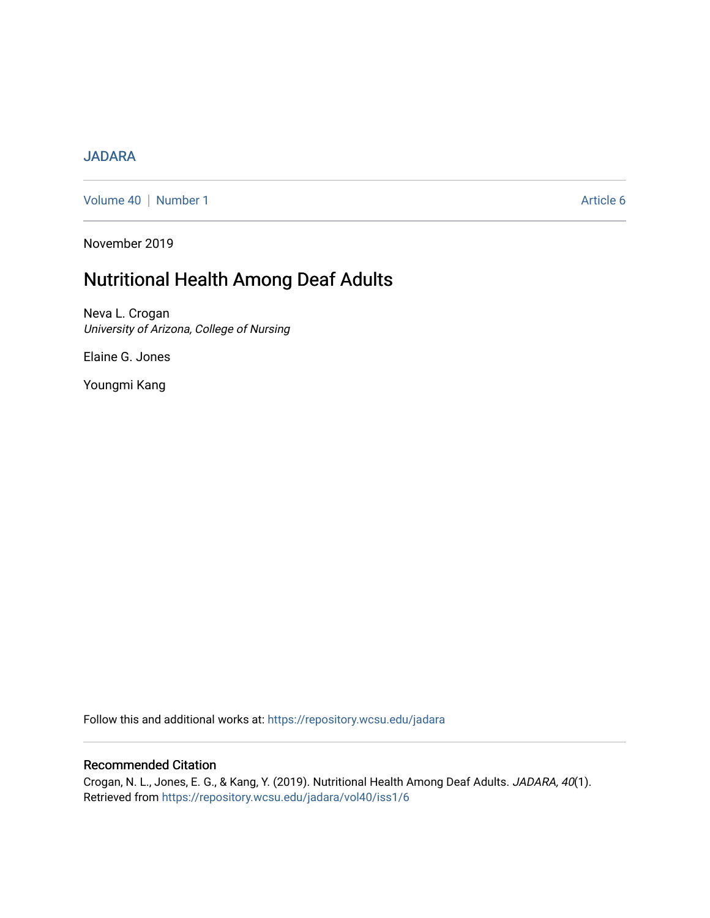JADARA

Volume 40 | Number 1

Article 6

November 2019

# Nutritional Health Among Deaf Adults

Neva L. Crogan
*University of Arizona, College of Nursing*

Elaine G. Jones

Youngmi Kang

Follow this and additional works at: https://repository.wcsu.edu/jadara

## Recommended Citation

Crogan, N. L., Jones, E. G., & Kang, Y. (2019). Nutritional Health Among Deaf Adults. *JADARA, 40*(1). Retrieved from https://repository.wcsu.edu/jadara/vol40/iss1/6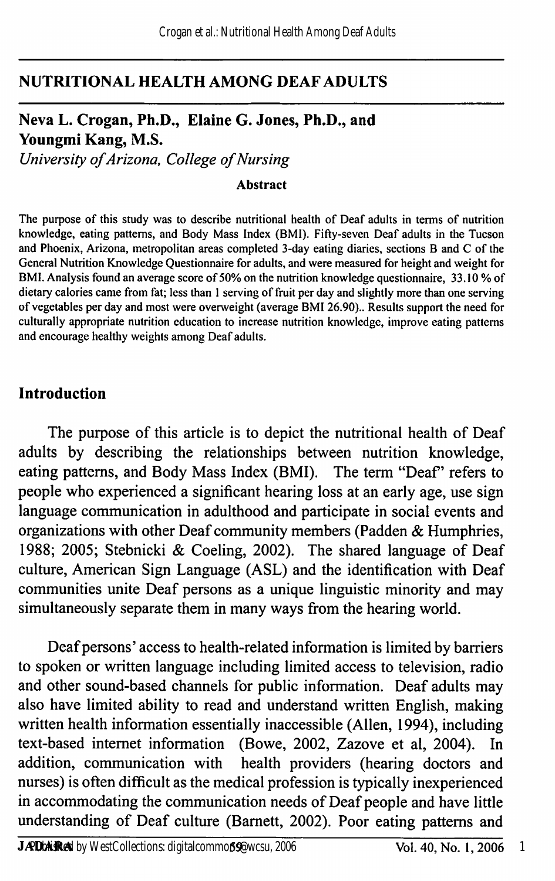## NUTRITIONAL HEALTH AMONG DEAF ADULTS

### Neva L. Crogan, Ph.D., Elaine G. Jones, Ph.D., and Youngmi Kang, M.S.

*University of Arizona, College of Nursing*

**Abstract**

The purpose of this study was to describe nutritional health of Deaf adults in terms of nutrition knowledge, eating patterns, and Body Mass Index (BMI). Fifty-seven Deaf adults in the Tucson and Phoenix, Arizona, metropolitan areas completed 3-day eating diaries, sections B and C of the General Nutrition Knowledge Questionnaire for adults, and were measured for height and weight for BMI. Analysis found an average score of 50% on the nutrition knowledge questionnaire, 33.10 % of dietary calories came from fat; less than 1 serving of fruit per day and slightly more than one serving of vegetables per day and most were overweight (average BMI 26.90).. Results support the need for culturally appropriate nutrition education to increase nutrition knowledge, improve eating patterns and encourage healthy weights among Deaf adults.

## Introduction

The purpose of this article is to depict the nutritional health of Deaf adults by describing the relationships between nutrition knowledge, eating patterns, and Body Mass Index (BMI). The term "Deaf" refers to people who experienced a significant hearing loss at an early age, use sign language communication in adulthood and participate in social events and organizations with other Deaf community members (Padden & Humphries, 1988; 2005; Stebnicki & Coeling, 2002). The shared language of Deaf culture, American Sign Language (ASL) and the identification with Deaf communities unite Deaf persons as a unique linguistic minority and may simultaneously separate them in many ways from the hearing world.

Deaf persons' access to health-related information is limited by barriers to spoken or written language including limited access to television, radio and other sound-based channels for public information. Deaf adults may also have limited ability to read and understand written English, making written health information essentially inaccessible (Allen, 1994), including text-based internet information (Bowe, 2002, Zazove et al, 2004). In addition, communication with health providers (hearing doctors and nurses) is often difficult as the medical profession is typically inexperienced in accommodating the communication needs of Deaf people and have little understanding of Deaf culture (Barnett, 2002). Poor eating patterns and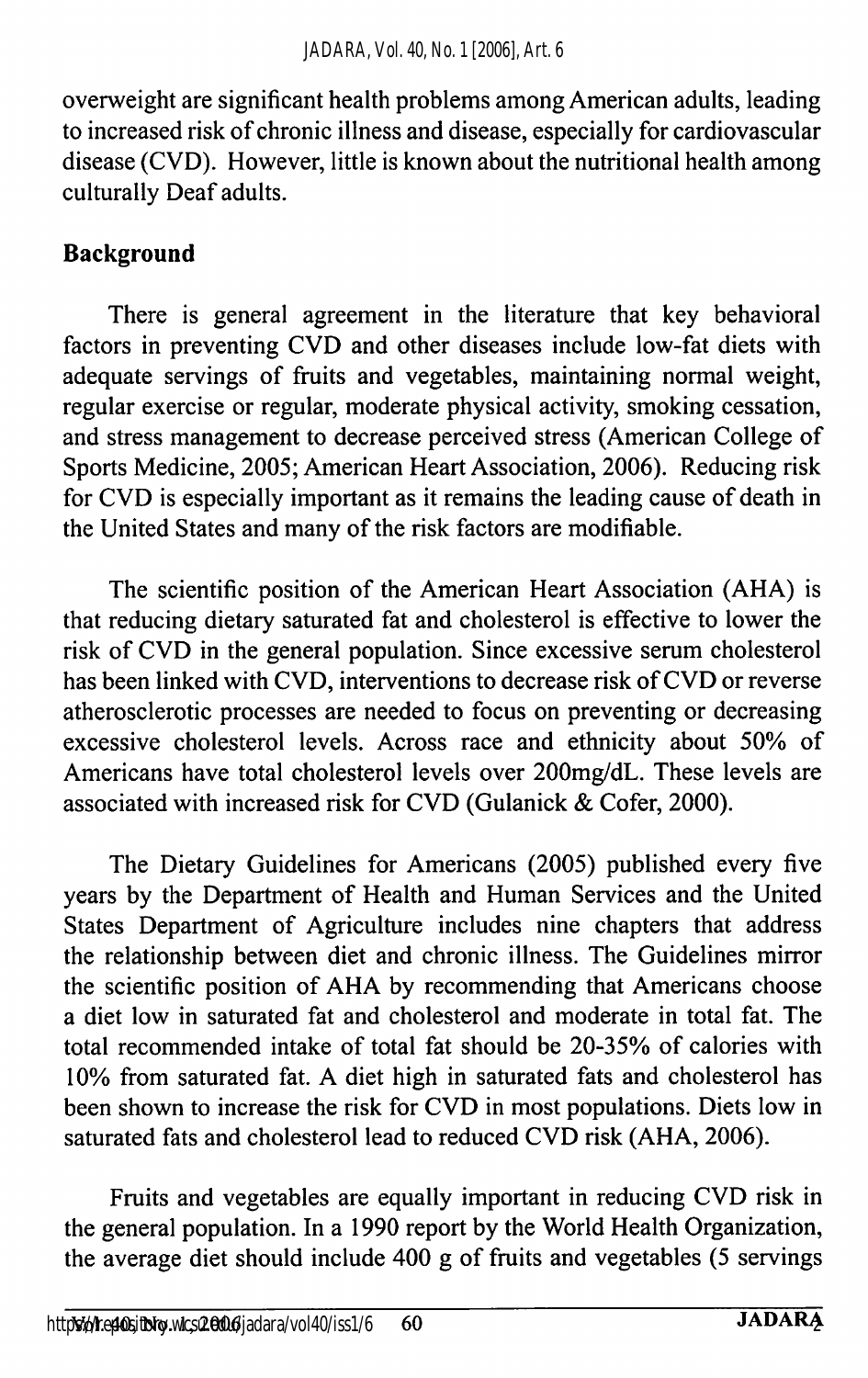overweight are significant health problems among American adults, leading to increased risk of chronic illness and disease, especially for cardiovascular disease (CVD). However, little is known about the nutritional health among culturally Deaf adults.

## Background

There is general agreement in the literature that key behavioral factors in preventing CVD and other diseases include low-fat diets with adequate servings of fruits and vegetables, maintaining normal weight, regular exercise or regular, moderate physical activity, smoking cessation, and stress management to decrease perceived stress (American College of Sports Medicine, 2005; American Heart Association, 2006). Reducing risk for CVD is especially important as it remains the leading cause of death in the United States and many of the risk factors are modifiable.

The scientific position of the American Heart Association (AHA) is that reducing dietary saturated fat and cholesterol is effective to lower the risk of CVD in the general population. Since excessive serum cholesterol has been linked with CVD, interventions to decrease risk of CVD or reverse atherosclerotic processes are needed to focus on preventing or decreasing excessive cholesterol levels. Across race and ethnicity about 50% of Americans have total cholesterol levels over 200mg/dL. These levels are associated with increased risk for CVD (Gulanick & Cofer, 2000).

The Dietary Guidelines for Americans (2005) published every five years by the Department of Health and Human Services and the United States Department of Agriculture includes nine chapters that address the relationship between diet and chronic illness. The Guidelines mirror the scientific position of AHA by recommending that Americans choose a diet low in saturated fat and cholesterol and moderate in total fat. The total recommended intake of total fat should be 20-35% of calories with 10% from saturated fat. A diet high in saturated fats and cholesterol has been shown to increase the risk for CVD in most populations. Diets low in saturated fats and cholesterol lead to reduced CVD risk (AHA, 2006).

Fruits and vegetables are equally important in reducing CVD risk in the general population. In a 1990 report by the World Health Organization, the average diet should include 400 g of fruits and vegetables (5 servings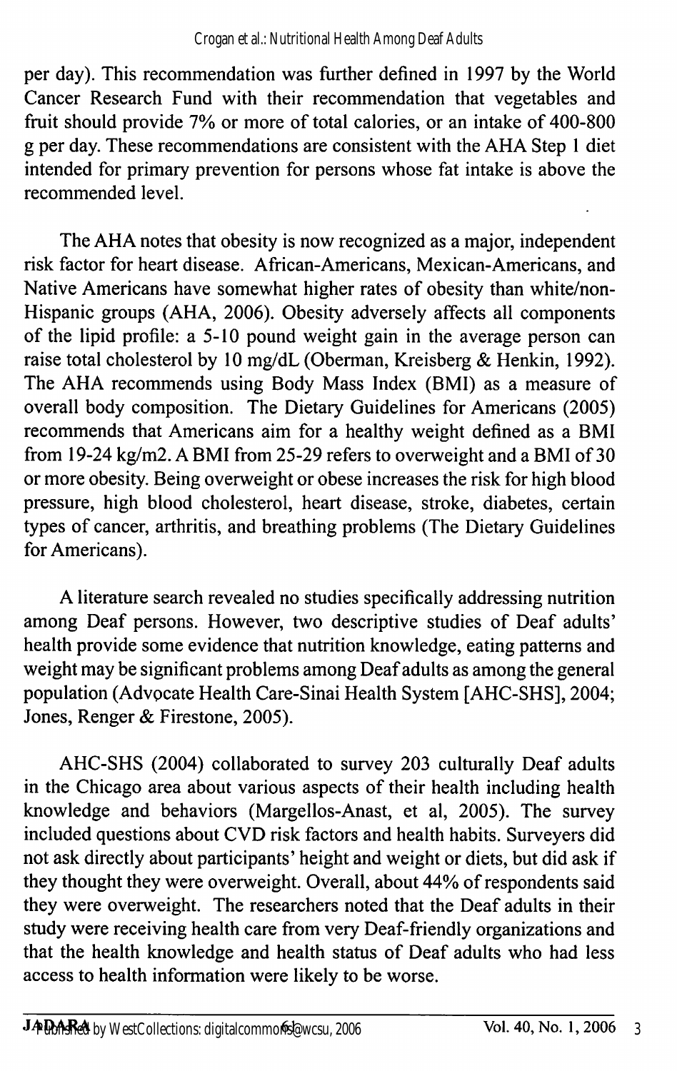per day). This recommendation was further defined in 1997 by the World Cancer Research Fund with their recommendation that vegetables and fruit should provide 7% or more of total calories, or an intake of 400-800 g per day. These recommendations are consistent with the AHA Step 1 diet intended for primary prevention for persons whose fat intake is above the recommended level.

The AHA notes that obesity is now recognized as a major, independent risk factor for heart disease. African-Americans, Mexican-Americans, and Native Americans have somewhat higher rates of obesity than white/non-Hispanic groups (AHA, 2006). Obesity adversely affects all components of the lipid profile: a 5-10 pound weight gain in the average person can raise total cholesterol by 10 mg/dL (Oberman, Kreisberg & Henkin, 1992). The AHA recommends using Body Mass Index (BMI) as a measure of overall body composition. The Dietary Guidelines for Americans (2005) recommends that Americans aim for a healthy weight defined as a BMI from 19-24 kg/m2. A BMI from 25-29 refers to overweight and a BMI of 30 or more obesity. Being overweight or obese increases the risk for high blood pressure, high blood cholesterol, heart disease, stroke, diabetes, certain types of cancer, arthritis, and breathing problems (The Dietary Guidelines for Americans).

A literature search revealed no studies specifically addressing nutrition among Deaf persons. However, two descriptive studies of Deaf adults' health provide some evidence that nutrition knowledge, eating patterns and weight may be significant problems among Deaf adults as among the general population (Advocate Health Care-Sinai Health System [AHC-SHS], 2004; Jones, Renger & Firestone, 2005).

AHC-SHS (2004) collaborated to survey 203 culturally Deaf adults in the Chicago area about various aspects of their health including health knowledge and behaviors (Margellos-Anast, et al, 2005). The survey included questions about CVD risk factors and health habits. Surveyers did not ask directly about participants' height and weight or diets, but did ask if they thought they were overweight. Overall, about 44% of respondents said they were overweight. The researchers noted that the Deaf adults in their study were receiving health care from very Deaf-friendly organizations and that the health knowledge and health status of Deaf adults who had less access to health information were likely to be worse.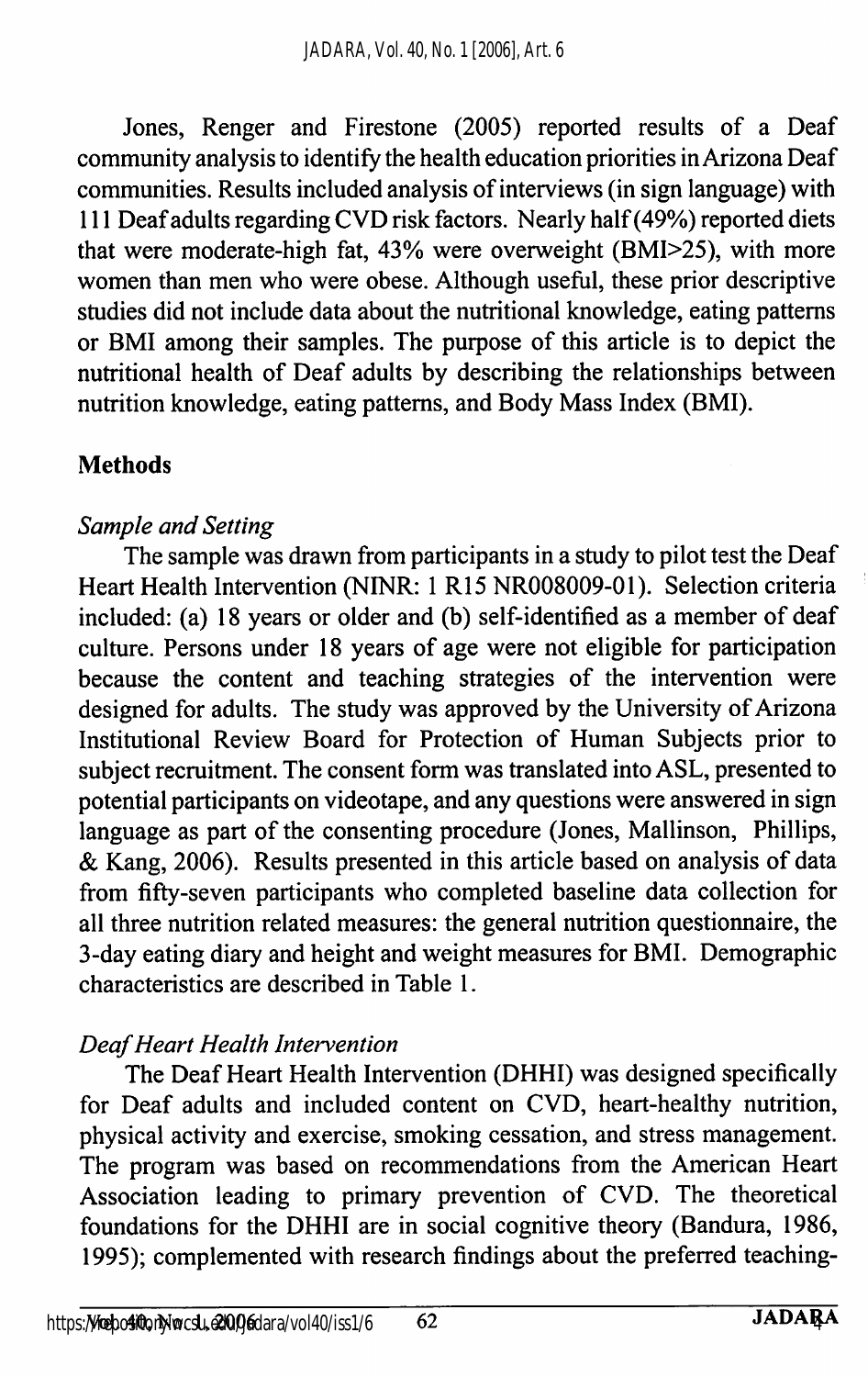Jones, Renger and Firestone (2005) reported results of a Deaf community analysis to identify the health education priorities in Arizona Deaf communities. Results included analysis of interviews (in sign language) with 111 Deaf adults regarding CVD risk factors. Nearly half (49%) reported diets that were moderate-high fat, 43% were overweight (BMI>25), with more women than men who were obese. Although useful, these prior descriptive studies did not include data about the nutritional knowledge, eating patterns or BMI among their samples. The purpose of this article is to depict the nutritional health of Deaf adults by describing the relationships between nutrition knowledge, eating patterns, and Body Mass Index (BMI).

## Methods

### *Sample and Setting*

The sample was drawn from participants in a study to pilot test the Deaf Heart Health Intervention (NINR: 1 R15 NR008009-01). Selection criteria included: (a) 18 years or older and (b) self-identified as a member of deaf culture. Persons under 18 years of age were not eligible for participation because the content and teaching strategies of the intervention were designed for adults. The study was approved by the University of Arizona Institutional Review Board for Protection of Human Subjects prior to subject recruitment. The consent form was translated into ASL, presented to potential participants on videotape, and any questions were answered in sign language as part of the consenting procedure (Jones, Mallinson, Phillips, & Kang, 2006). Results presented in this article based on analysis of data from fifty-seven participants who completed baseline data collection for all three nutrition related measures: the general nutrition questionnaire, the 3-day eating diary and height and weight measures for BMI. Demographic characteristics are described in Table 1.

### *Deaf Heart Health Intervention*

The Deaf Heart Health Intervention (DHHI) was designed specifically for Deaf adults and included content on CVD, heart-healthy nutrition, physical activity and exercise, smoking cessation, and stress management. The program was based on recommendations from the American Heart Association leading to primary prevention of CVD. The theoretical foundations for the DHHI are in social cognitive theory (Bandura, 1986, 1995); complemented with research findings about the preferred teaching-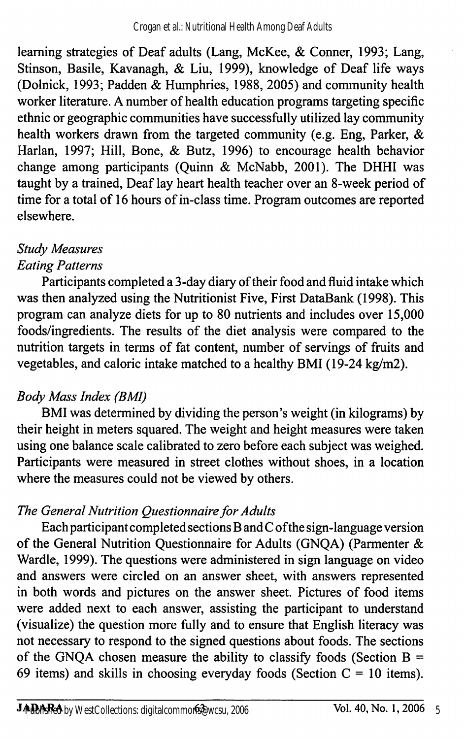learning strategies of Deaf adults (Lang, McKee, & Conner, 1993; Lang, Stinson, Basile, Kavanagh, & Liu, 1999), knowledge of Deaf life ways (Dolnick, 1993; Padden & Humphries, 1988, 2005) and community health worker literature. A number of health education programs targeting specific ethnic or geographic communities have successfully utilized lay community health workers drawn from the targeted community (e.g. Eng, Parker, & Harlan, 1997; Hill, Bone, & Butz, 1996) to encourage health behavior change among participants (Quinn & McNabb, 2001). The DHHI was taught by a trained, Deaf lay heart health teacher over an 8-week period of time for a total of 16 hours of in-class time. Program outcomes are reported elsewhere.

### *Study Measures*

#### *Eating Patterns*

Participants completed a 3-day diary of their food and fluid intake which was then analyzed using the Nutritionist Five, First DataBank (1998). This program can analyze diets for up to 80 nutrients and includes over 15,000 foods/ingredients. The results of the diet analysis were compared to the nutrition targets in terms of fat content, number of servings of fruits and vegetables, and caloric intake matched to a healthy BMI (19-24 kg/m2).

#### *Body Mass Index (BMI)*

BMI was determined by dividing the person's weight (in kilograms) by their height in meters squared. The weight and height measures were taken using one balance scale calibrated to zero before each subject was weighed. Participants were measured in street clothes without shoes, in a location where the measures could not be viewed by others.

#### *The General Nutrition Questionnaire for Adults*

Each participant completed sections B and C of the sign-language version of the General Nutrition Questionnaire for Adults (GNQA) (Parmenter & Wardle, 1999). The questions were administered in sign language on video and answers were circled on an answer sheet, with answers represented in both words and pictures on the answer sheet. Pictures of food items were added next to each answer, assisting the participant to understand (visualize) the question more fully and to ensure that English literacy was not necessary to respond to the signed questions about foods. The sections of the GNQA chosen measure the ability to classify foods (Section B = 69 items) and skills in choosing everyday foods (Section C = 10 items).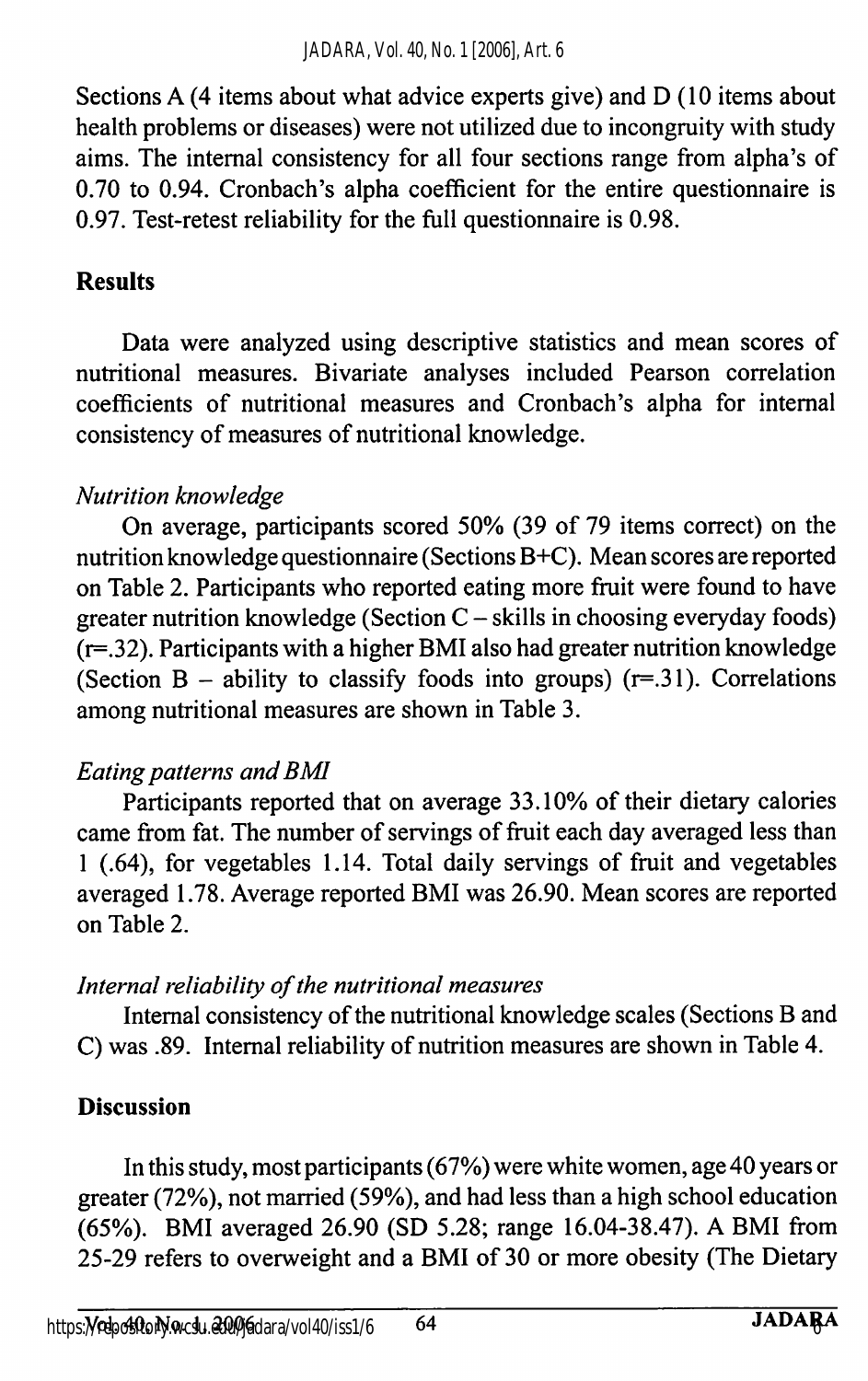Sections A (4 items about what advice experts give) and D (10 items about health problems or diseases) were not utilized due to incongruity with study aims. The internal consistency for all four sections range from alpha's of 0.70 to 0.94. Cronbach's alpha coefficient for the entire questionnaire is 0.97. Test-retest reliability for the full questionnaire is 0.98.

## Results

Data were analyzed using descriptive statistics and mean scores of nutritional measures. Bivariate analyses included Pearson correlation coefficients of nutritional measures and Cronbach's alpha for internal consistency of measures of nutritional knowledge.

### *Nutrition knowledge*

On average, participants scored 50% (39 of 79 items correct) on the nutrition knowledge questionnaire (Sections B+C). Mean scores are reported on Table 2. Participants who reported eating more fruit were found to have greater nutrition knowledge (Section C – skills in choosing everyday foods) ($r=.32$). Participants with a higher BMI also had greater nutrition knowledge (Section B – ability to classify foods into groups) ($r=.31$). Correlations among nutritional measures are shown in Table 3.

### *Eating patterns and BMI*

Participants reported that on average 33.10% of their dietary calories came from fat. The number of servings of fruit each day averaged less than 1 (.64), for vegetables 1.14. Total daily servings of fruit and vegetables averaged 1.78. Average reported BMI was 26.90. Mean scores are reported on Table 2.

### *Internal reliability of the nutritional measures*

Internal consistency of the nutritional knowledge scales (Sections B and C) was .89. Internal reliability of nutrition measures are shown in Table 4.

## Discussion

In this study, most participants (67%) were white women, age 40 years or greater (72%), not married (59%), and had less than a high school education (65%). BMI averaged 26.90 (SD 5.28; range 16.04-38.47). A BMI from 25-29 refers to overweight and a BMI of 30 or more obesity (The Dietary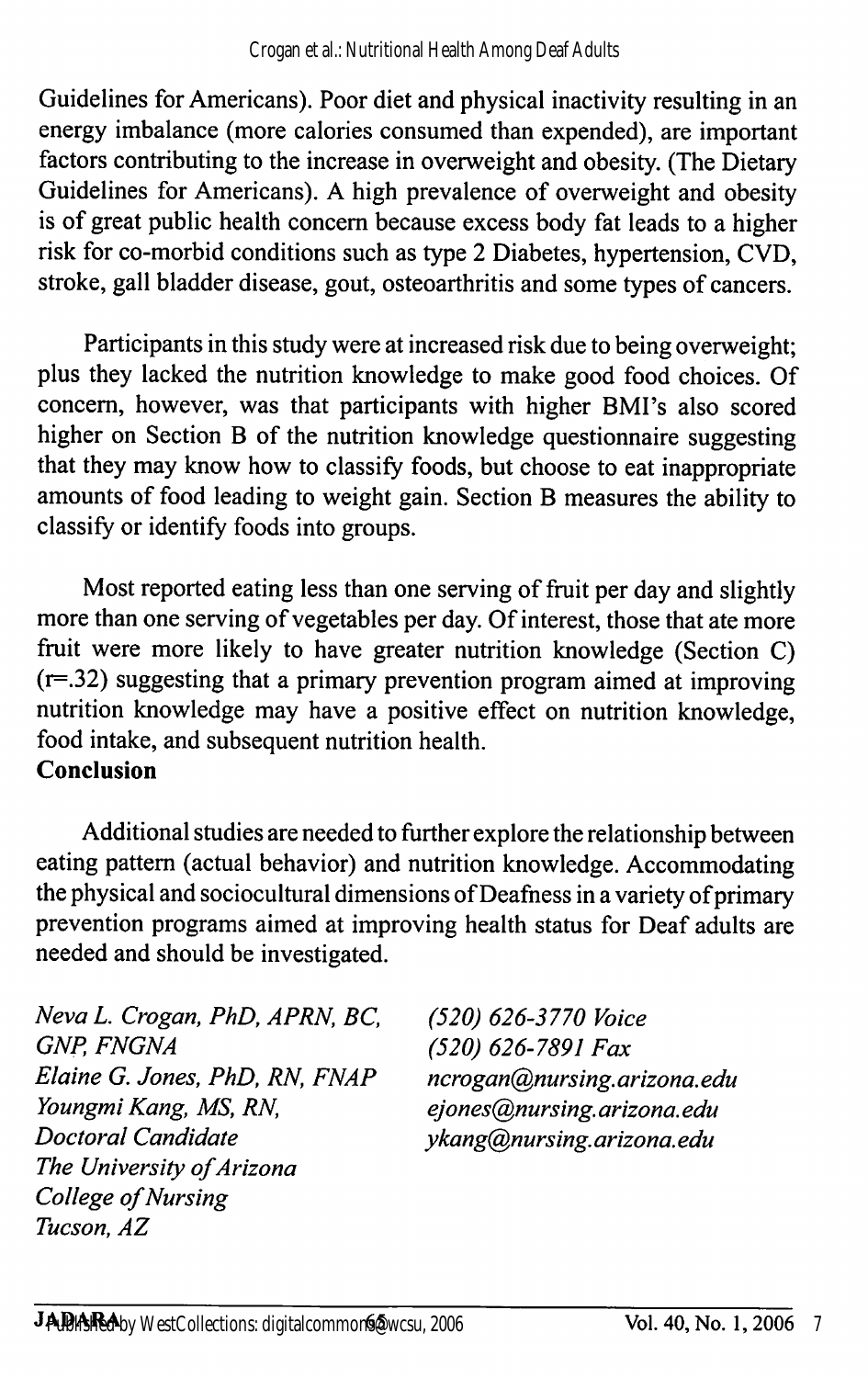Guidelines for Americans). Poor diet and physical inactivity resulting in an energy imbalance (more calories consumed than expended), are important factors contributing to the increase in overweight and obesity. (The Dietary Guidelines for Americans). A high prevalence of overweight and obesity is of great public health concern because excess body fat leads to a higher risk for co-morbid conditions such as type 2 Diabetes, hypertension, CVD, stroke, gall bladder disease, gout, osteoarthritis and some types of cancers.

Participants in this study were at increased risk due to being overweight; plus they lacked the nutrition knowledge to make good food choices. Of concern, however, was that participants with higher BMI's also scored higher on Section B of the nutrition knowledge questionnaire suggesting that they may know how to classify foods, but choose to eat inappropriate amounts of food leading to weight gain. Section B measures the ability to classify or identify foods into groups.

Most reported eating less than one serving of fruit per day and slightly more than one serving of vegetables per day. Of interest, those that ate more fruit were more likely to have greater nutrition knowledge (Section C) ($r=.32$) suggesting that a primary prevention program aimed at improving nutrition knowledge may have a positive effect on nutrition knowledge, food intake, and subsequent nutrition health.

**Conclusion**

Additional studies are needed to further explore the relationship between eating pattern (actual behavior) and nutrition knowledge. Accommodating the physical and sociocultural dimensions of Deafness in a variety of primary prevention programs aimed at improving health status for Deaf adults are needed and should be investigated.

*Neva L. Crogan, PhD, APRN, BC, GNP, FNGNA*
*Elaine G. Jones, PhD, RN, FNAP*
*Youngmi Kang, MS, RN, Doctoral Candidate*
*The University of Arizona*
*College of Nursing*
*Tucson, AZ*

*(520) 626-3770 Voice*
*(520) 626-7891 Fax*
*ncrogan@nursing.arizona.edu*
*ejones@nursing.arizona.edu*
*ykang@nursing.arizona.edu*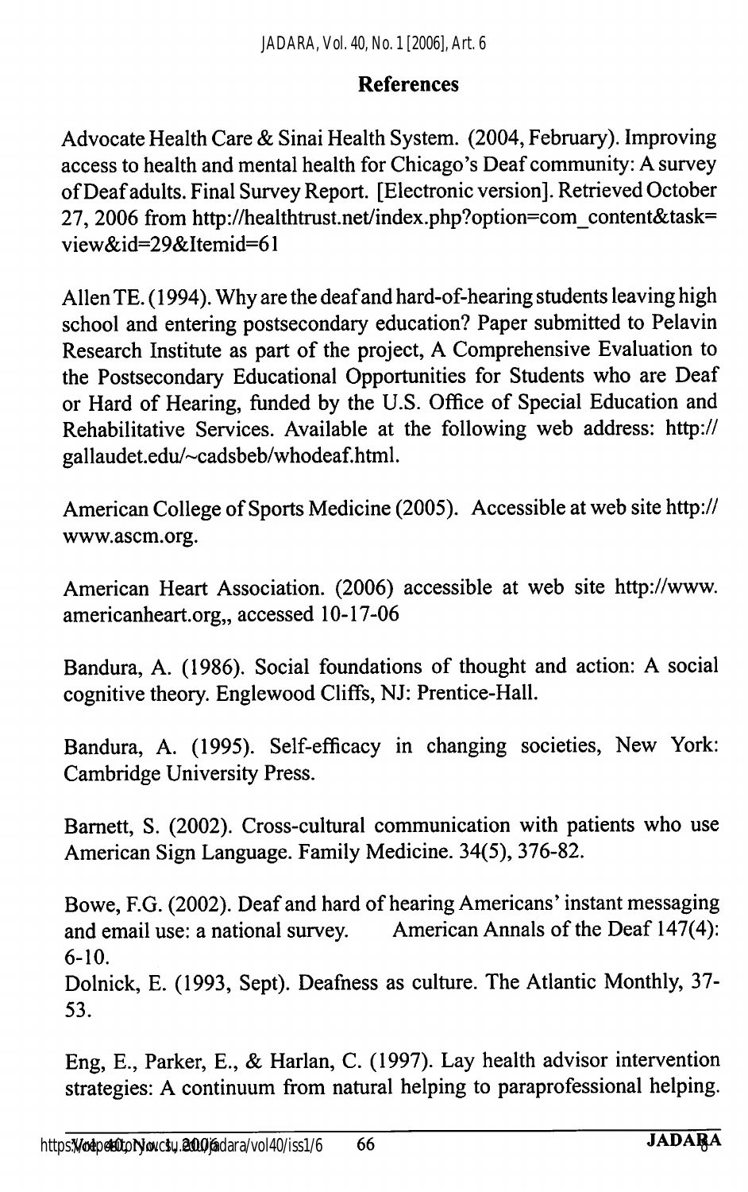## References

Advocate Health Care & Sinai Health System. (2004, February). Improving access to health and mental health for Chicago's Deaf community: A survey of Deaf adults. Final Survey Report. [Electronic version]. Retrieved October 27, 2006 from http://healthtrust.net/index.php?option=com_content&task=view&id=29&Itemid=61

Allen TE. (1994). Why are the deaf and hard-of-hearing students leaving high school and entering postsecondary education? Paper submitted to Pelavin Research Institute as part of the project, A Comprehensive Evaluation to the Postsecondary Educational Opportunities for Students who are Deaf or Hard of Hearing, funded by the U.S. Office of Special Education and Rehabilitative Services. Available at the following web address: http://gallaudet.edu/~cadsbeb/whodeaf.html.

American College of Sports Medicine (2005). Accessible at web site http://www.ascm.org.

American Heart Association. (2006) accessible at web site http://www.americanheart.org,, accessed 10-17-06

Bandura, A. (1986). Social foundations of thought and action: A social cognitive theory. Englewood Cliffs, NJ: Prentice-Hall.

Bandura, A. (1995). Self-efficacy in changing societies, New York: Cambridge University Press.

Barnett, S. (2002). Cross-cultural communication with patients who use American Sign Language. Family Medicine. 34(5), 376-82.

Bowe, F.G. (2002). Deaf and hard of hearing Americans' instant messaging and email use: a national survey. American Annals of the Deaf 147(4): 6-10.

Dolnick, E. (1993, Sept). Deafness as culture. The Atlantic Monthly, 37-53.

Eng, E., Parker, E., & Harlan, C. (1997). Lay health advisor intervention strategies: A continuum from natural helping to paraprofessional helping.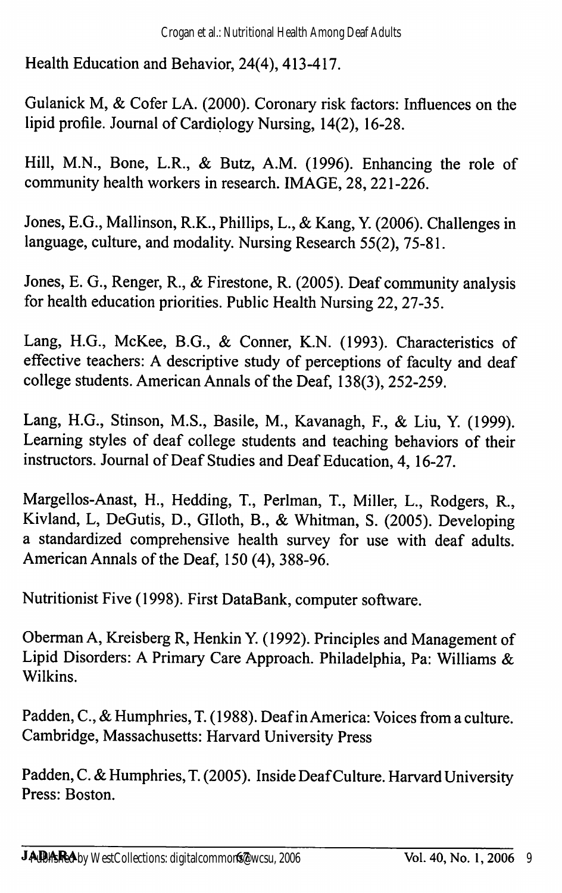Health Education and Behavior, 24(4), 413-417.

Gulanick M, & Cofer LA. (2000). Coronary risk factors: Influences on the lipid profile. Journal of Cardiology Nursing, 14(2), 16-28.

Hill, M.N., Bone, L.R., & Butz, A.M. (1996). Enhancing the role of community health workers in research. IMAGE, 28, 221-226.

Jones, E.G., Mallinson, R.K., Phillips, L., & Kang, Y. (2006). Challenges in language, culture, and modality. Nursing Research 55(2), 75-81.

Jones, E. G., Renger, R., & Firestone, R. (2005). Deaf community analysis for health education priorities. Public Health Nursing 22, 27-35.

Lang, H.G., McKee, B.G., & Conner, K.N. (1993). Characteristics of effective teachers: A descriptive study of perceptions of faculty and deaf college students. American Annals of the Deaf, 138(3), 252-259.

Lang, H.G., Stinson, M.S., Basile, M., Kavanagh, F., & Liu, Y. (1999). Learning styles of deaf college students and teaching behaviors of their instructors. Journal of Deaf Studies and Deaf Education, 4, 16-27.

Margellos-Anast, H., Hedding, T., Perlman, T., Miller, L., Rodgers, R., Kivland, L, DeGutis, D., GIloth, B., & Whitman, S. (2005). Developing a standardized comprehensive health survey for use with deaf adults. American Annals of the Deaf, 150 (4), 388-96.

Nutritionist Five (1998). First DataBank, computer software.

Oberman A, Kreisberg R, Henkin Y. (1992). Principles and Management of Lipid Disorders: A Primary Care Approach. Philadelphia, Pa: Williams & Wilkins.

Padden, C., & Humphries, T. (1988). Deaf in America: Voices from a culture. Cambridge, Massachusetts: Harvard University Press

Padden, C. & Humphries, T. (2005). Inside Deaf Culture. Harvard University Press: Boston.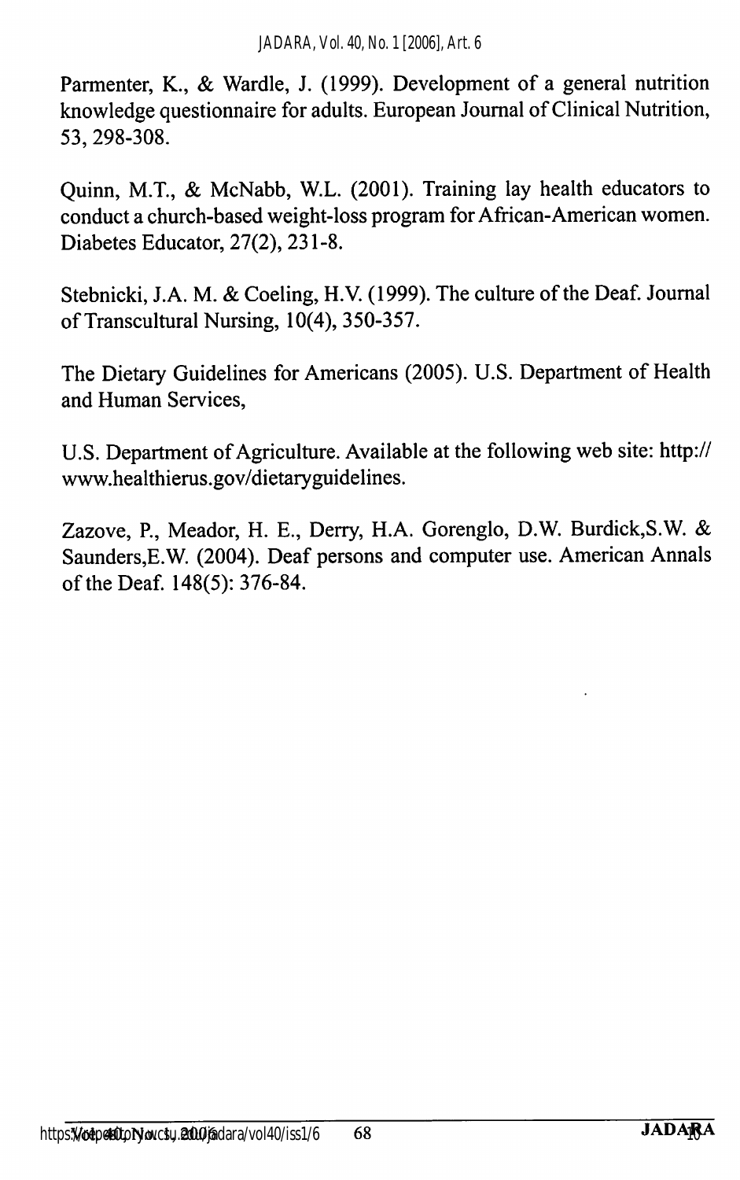Parmenter, K., & Wardle, J. (1999). Development of a general nutrition knowledge questionnaire for adults. European Journal of Clinical Nutrition, 53, 298-308.

Quinn, M.T., & McNabb, W.L. (2001). Training lay health educators to conduct a church-based weight-loss program for African-American women. Diabetes Educator, 27(2), 231-8.

Stebnicki, J.A. M. & Coeling, H.V. (1999). The culture of the Deaf. Journal of Transcultural Nursing, 10(4), 350-357.

The Dietary Guidelines for Americans (2005). U.S. Department of Health and Human Services,

U.S. Department of Agriculture. Available at the following web site: http://www.healthierus.gov/dietaryguidelines.

Zazove, P., Meador, H. E., Derry, H.A. Gorenglo, D.W. Burdick,S.W. & Saunders,E.W. (2004). Deaf persons and computer use. American Annals of the Deaf. 148(5): 376-84.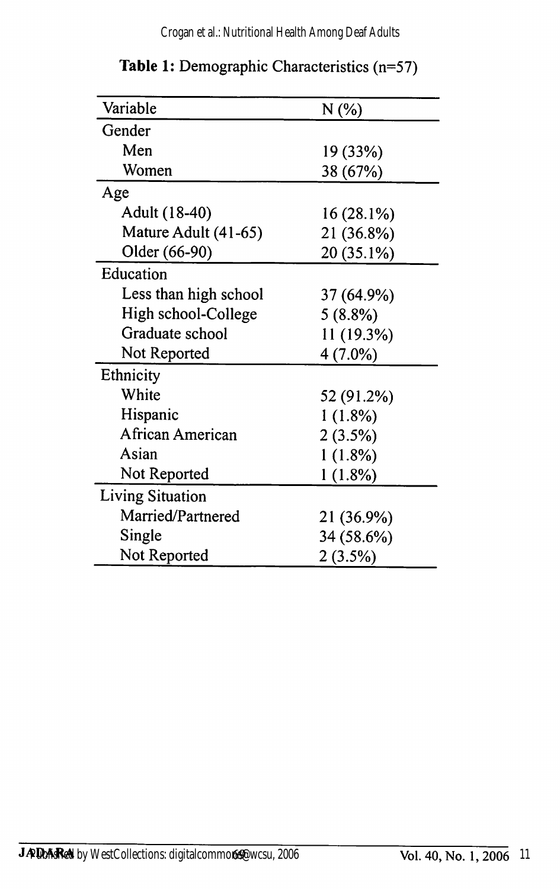**Table 1:** Demographic Characteristics (n=57)

| Variable | N (%) |
|---|---|
| Gender | |
| Men | 19 (33%) |
| Women | 38 (67%) |
| Age | |
| Adult (18-40) | 16 (28.1%) |
| Mature Adult (41-65) | 21 (36.8%) |
| Older (66-90) | 20 (35.1%) |
| Education | |
| Less than high school | 37 (64.9%) |
| High school-College | 5 (8.8%) |
| Graduate school | 11 (19.3%) |
| Not Reported | 4 (7.0%) |
| Ethnicity | |
| White | 52 (91.2%) |
| Hispanic | 1 (1.8%) |
| African American | 2 (3.5%) |
| Asian | 1 (1.8%) |
| Not Reported | 1 (1.8%) |
| Living Situation | |
| Married/Partnered | 21 (36.9%) |
| Single | 34 (58.6%) |
| Not Reported | 2 (3.5%) |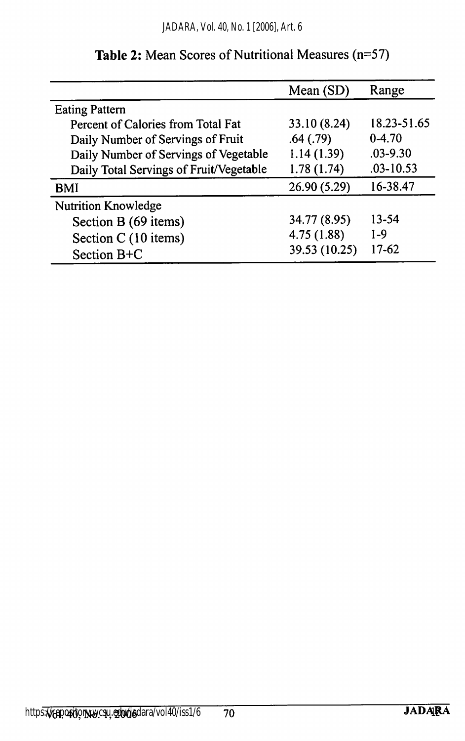**Table 2:** Mean Scores of Nutritional Measures (n=57)

| | Mean (SD) | Range |
|---|---|---|
| Eating Pattern | | |
| Percent of Calories from Total Fat | 33.10 (8.24) | 18.23-51.65 |
| Daily Number of Servings of Fruit | .64 (.79) | 0-4.70 |
| Daily Number of Servings of Vegetable | 1.14 (1.39) | .03-9.30 |
| Daily Total Servings of Fruit/Vegetable | 1.78 (1.74) | .03-10.53 |
| BMI | 26.90 (5.29) | 16-38.47 |
| Nutrition Knowledge | | |
| Section B (69 items) | 34.77 (8.95) | 13-54 |
| Section C (10 items) | 4.75 (1.88) | 1-9 |
| Section B+C | 39.53 (10.25) | 17-62 |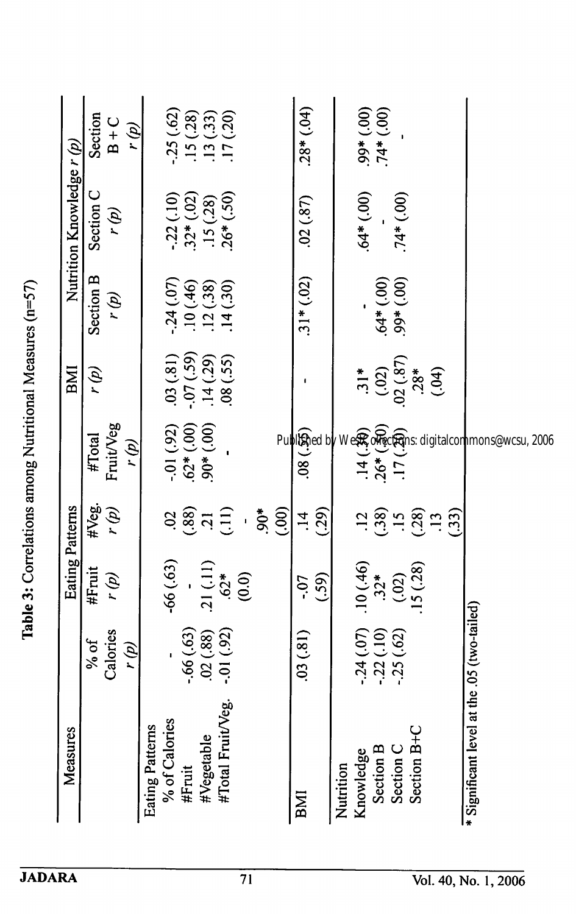**Table 3:** Correlations among Nutritional Measures (n=57)

| Measures | Eating Patterns | | | | BMI | Nutrition Knowledge $r$ ($p$) | | |
|---|---|---|---|---|---|---|---|---|
| | % of Calories $r$ ($p$) | #Fruit $r$ ($p$) | #Veg. $r$ ($p$) | #Total Fruit/Veg $r$ ($p$) | $r$ ($p$) | Section B $r$ ($p$) | Section C $r$ ($p$) | Section B + C $r$ ($p$) |
| **Eating Patterns** | | | | | | | | |
| % of Calories | - | -66 (.63) | .02 (.88) | -.01 (.92) | .03 (.81) | -.24 (.07) | -.22 (.10) | -.25 (.62) |
| #Fruit | -.66 (.63) | - | .21 (.11) | .62* (.00) | -.07 (.59) | .10 (.46) | .32* (.02) | .15 (.28) |
| #Vegetable | .02 (.88) | .21 (.11) | - | .90* (.00) | .14 (.29) | .12 (.38) | .15 (.28) | .13 (.33) |
| #Total Fruit/Veg. | -.01 (.92) | .62* (0.0) | .90* (.00) | - | .08 (.55) | .14 (.30) | .26* (.50) | .17 (.20) |
| **BMI** | .03 (.81) | -.07 (.59) | .14 (.29) | .08 (.55) | - | .31* (.02) | .02 (.87) | .28* (.04) |
| **Nutrition Knowledge** | | | | | | | | |
| Section B | -.24 (.07) | .10 (.46) | .12 (.38) | .14 (.30) | .31* (.02) | - | .64* (.00) | .99* (.00) |
| Section C | -.22 (.10) | .32* (.02) | .15 (.28) | .26* (.50) | .02 (.87) | .64* (.00) | - | .74* (.00) |
| Section B+C | -.25 (.62) | .15 (.28) | .13 (.33) | .17 (.20) | .28* (.04) | .99* (.00) | .74* (.00) | - |

\* Significant level at the .05 (two-tailed)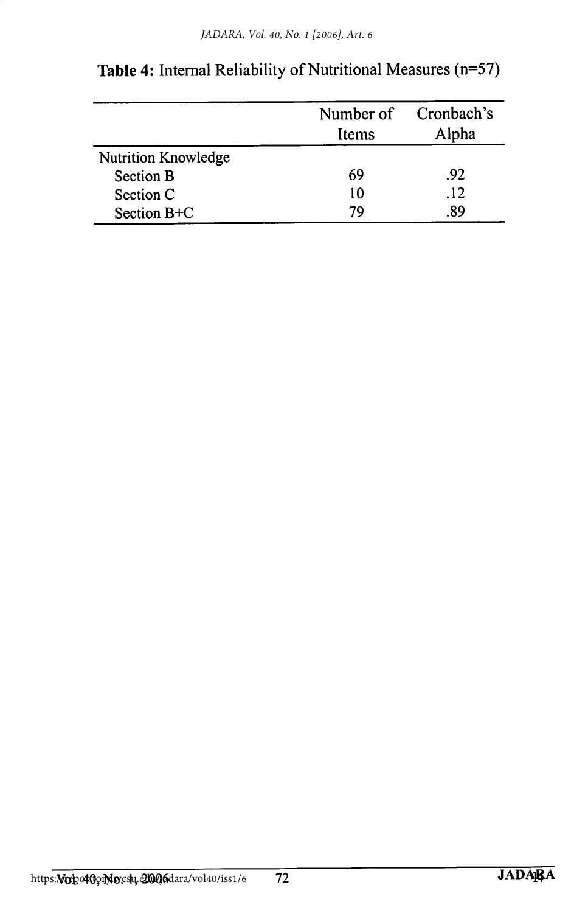**Table 4:** Internal Reliability of Nutritional Measures (n=57)

| | Number of Items | Cronbach's Alpha |
|---|---|---|
| Nutrition Knowledge | | |
| Section B | 69 | .92 |
| Section C | 10 | .12 |
| Section B+C | 79 | .89 |